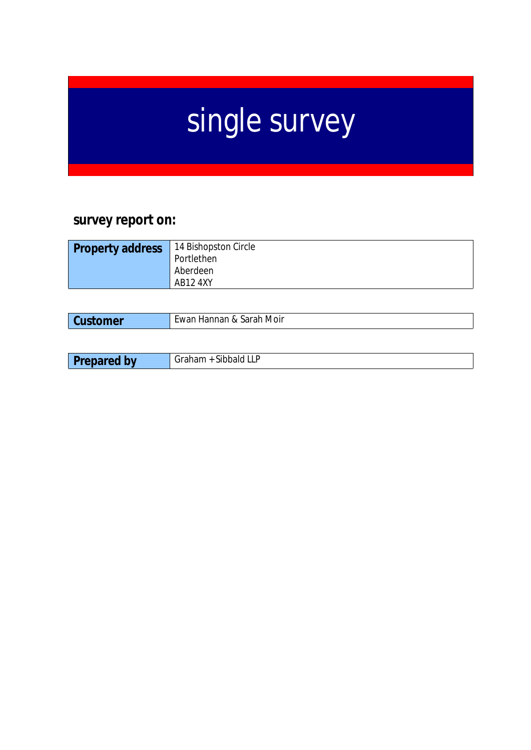# single survey

## survey report on:

| Property address | 14 Bishopston Circle<br>Portlethen<br>Aberdeen<br>AB12 4XY |
|---|---|

| Customer | Ewan Hannan & Sarah Moir |
|---|---|

| Prepared by | Graham + Sibbald LLP |
|---|---|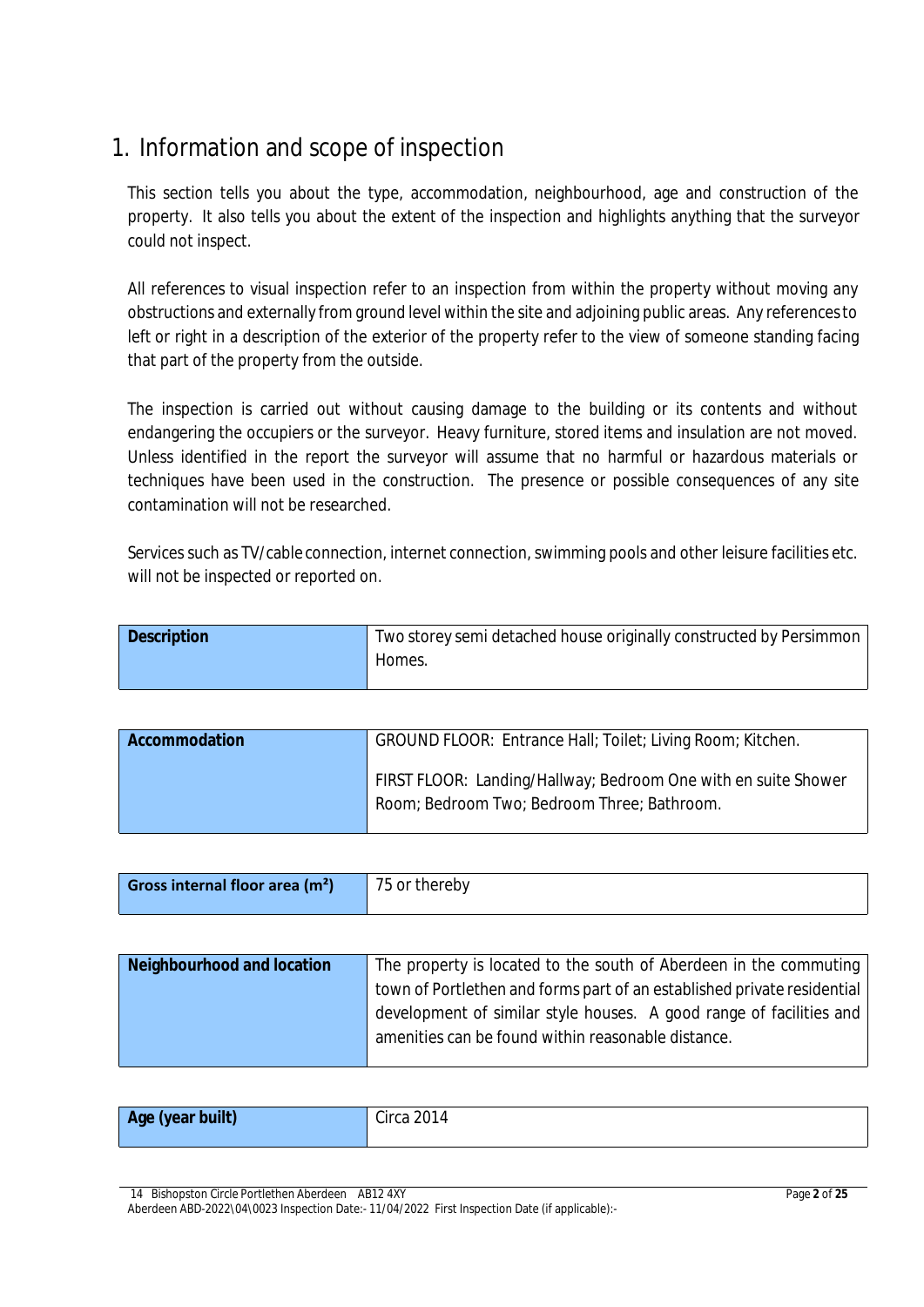# 1. Information and scope of inspection

This section tells you about the type, accommodation, neighbourhood, age and construction of the property. It also tells you about the extent of the inspection and highlights anything that the surveyor could not inspect.

All references to visual inspection refer to an inspection from within the property without moving any obstructions and externally from ground level within the site and adjoining public areas. Any references to left or right in a description of the exterior of the property refer to the view of someone standing facing that part of the property from the outside.

The inspection is carried out without causing damage to the building or its contents and without endangering the occupiers or the surveyor. Heavy furniture, stored items and insulation are not moved. Unless identified in the report the surveyor will assume that no harmful or hazardous materials or techniques have been used in the construction. The presence or possible consequences of any site contamination will not be researched.

Services such as TV/cable connection, internet connection, swimming pools and other leisure facilities etc. will not be inspected or reported on.

| **Description** | Two storey semi detached house originally constructed by Persimmon Homes. |
|---|---|

| **Accommodation** | GROUND FLOOR: Entrance Hall; Toilet; Living Room; Kitchen.<br><br>FIRST FLOOR: Landing/Hallway; Bedroom One with en suite Shower Room; Bedroom Two; Bedroom Three; Bathroom. |
|---|---|

| **Gross internal floor area ($m^2$)** | 75 or thereby |
|---|---|

| **Neighbourhood and location** | The property is located to the south of Aberdeen in the commuting town of Portlethen and forms part of an established private residential development of similar style houses. A good range of facilities and amenities can be found within reasonable distance. |
|---|---|

| **Age (year built)** | Circa 2014 |
|---|---|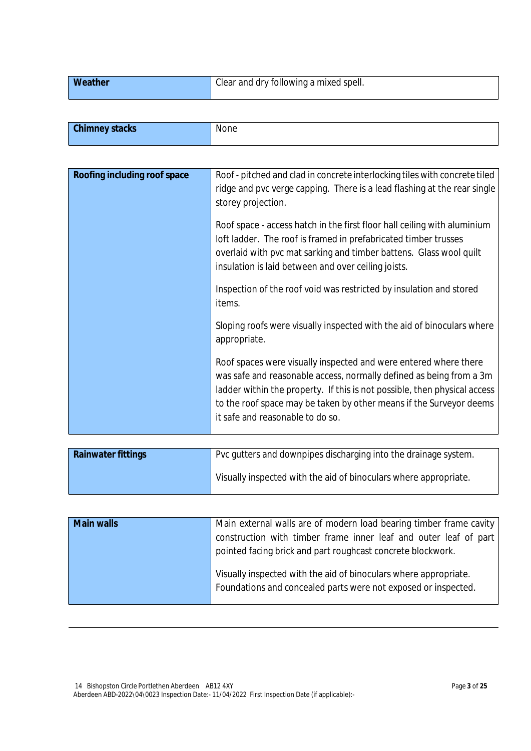| Weather | Clear and dry following a mixed spell. |
| --- | --- |

| Chimney stacks | None |
| --- | --- |

| Roofing including roof space | Roof - pitched and clad in concrete interlocking tiles with concrete tiled ridge and pvc verge capping. There is a lead flashing at the rear single storey projection.<br><br>Roof space - access hatch in the first floor hall ceiling with aluminium loft ladder. The roof is framed in prefabricated timber trusses overlaid with pvc mat sarking and timber battens. Glass wool quilt insulation is laid between and over ceiling joists.<br><br>Inspection of the roof void was restricted by insulation and stored items.<br><br>Sloping roofs were visually inspected with the aid of binoculars where appropriate.<br><br>Roof spaces were visually inspected and were entered where there was safe and reasonable access, normally defined as being from a 3m ladder within the property. If this is not possible, then physical access to the roof space may be taken by other means if the Surveyor deems it safe and reasonable to do so. |
| --- | --- |

| Rainwater fittings | Pvc gutters and downpipes discharging into the drainage system.<br><br>Visually inspected with the aid of binoculars where appropriate. |
| --- | --- |

| Main walls | Main external walls are of modern load bearing timber frame cavity construction with timber frame inner leaf and outer leaf of part pointed facing brick and part roughcast concrete blockwork.<br><br>Visually inspected with the aid of binoculars where appropriate. Foundations and concealed parts were not exposed or inspected. |
| --- | --- |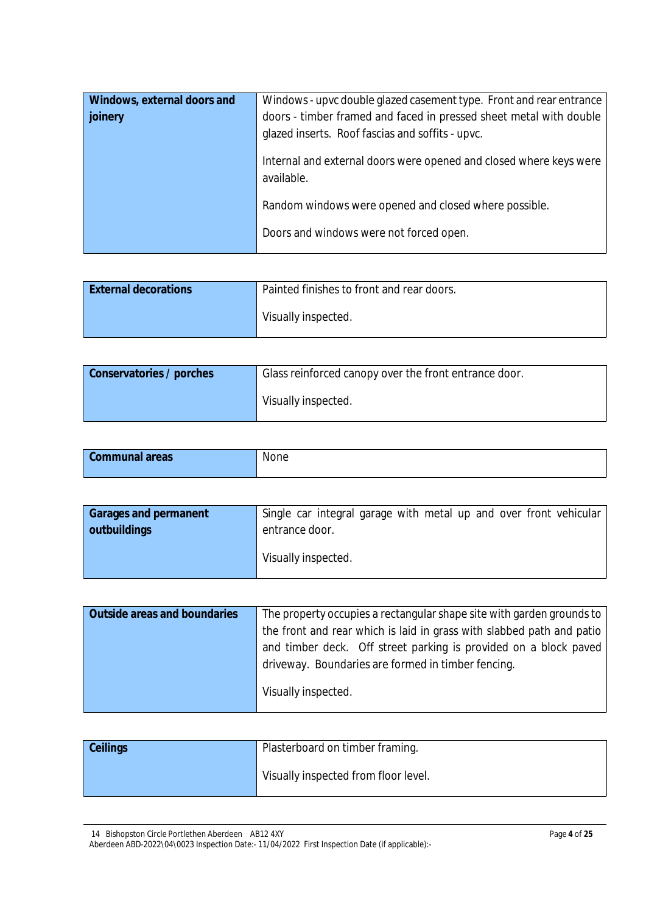| Windows, external doors and joinery | Windows - upvc double glazed casement type. Front and rear entrance doors - timber framed and faced in pressed sheet metal with double glazed inserts. Roof fascias and soffits - upvc.<br><br>Internal and external doors were opened and closed where keys were available.<br><br>Random windows were opened and closed where possible.<br><br>Doors and windows were not forced open. |
|---|---|

| External decorations | Painted finishes to front and rear doors.<br><br>Visually inspected. |
|---|---|

| Conservatories / porches | Glass reinforced canopy over the front entrance door.<br><br>Visually inspected. |
|---|---|

| Communal areas | None |
|---|---|

| Garages and permanent outbuildings | Single car integral garage with metal up and over front vehicular entrance door.<br><br>Visually inspected. |
|---|---|

| Outside areas and boundaries | The property occupies a rectangular shape site with garden grounds to the front and rear which is laid in grass with slabbed path and patio and timber deck. Off street parking is provided on a block paved driveway. Boundaries are formed in timber fencing.<br><br>Visually inspected. |
|---|---|

| Ceilings | Plasterboard on timber framing.<br><br>Visually inspected from floor level. |
|---|---|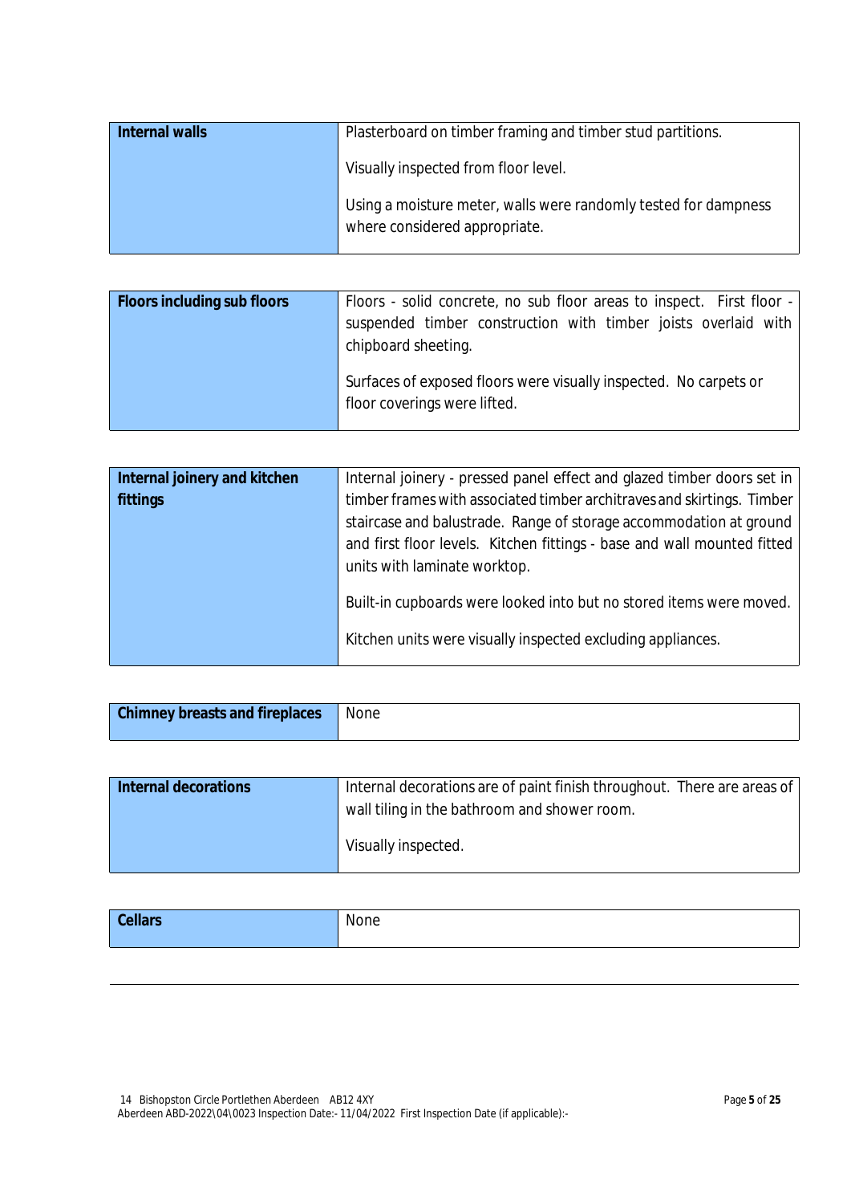| **Internal walls** | Plasterboard on timber framing and timber stud partitions.<br><br>Visually inspected from floor level.<br><br>Using a moisture meter, walls were randomly tested for dampness where considered appropriate. |
|---|---|

| **Floors including sub floors** | Floors - solid concrete, no sub floor areas to inspect. First floor - suspended timber construction with timber joists overlaid with chipboard sheeting.<br><br>Surfaces of exposed floors were visually inspected. No carpets or floor coverings were lifted. |
|---|---|

| **Internal joinery and kitchen fittings** | Internal joinery - pressed panel effect and glazed timber doors set in timber frames with associated timber architraves and skirtings. Timber staircase and balustrade. Range of storage accommodation at ground and first floor levels. Kitchen fittings - base and wall mounted fitted units with laminate worktop.<br><br>Built-in cupboards were looked into but no stored items were moved.<br><br>Kitchen units were visually inspected excluding appliances. |
|---|---|

| **Chimney breasts and fireplaces** | None |
|---|---|

| **Internal decorations** | Internal decorations are of paint finish throughout. There are areas of wall tiling in the bathroom and shower room.<br><br>Visually inspected. |
|---|---|

| **Cellars** | None |
|---|---|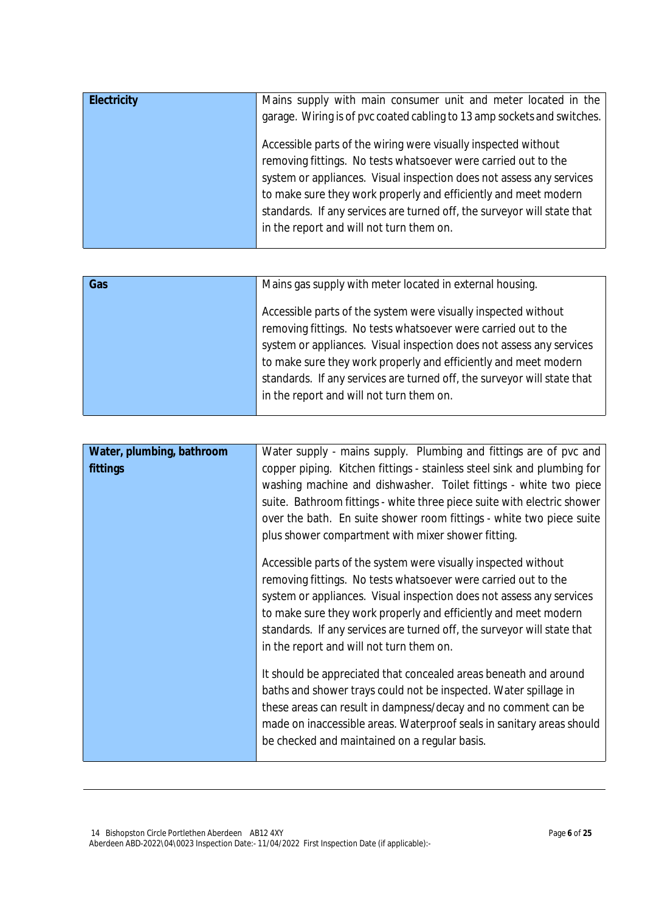| Electricity | Mains supply with main consumer unit and meter located in the garage. Wiring is of pvc coated cabling to 13 amp sockets and switches.<br><br>Accessible parts of the wiring were visually inspected without removing fittings. No tests whatsoever were carried out to the system or appliances. Visual inspection does not assess any services to make sure they work properly and efficiently and meet modern standards. If any services are turned off, the surveyor will state that in the report and will not turn them on. |
|---|---|

| Gas | Mains gas supply with meter located in external housing.<br><br>Accessible parts of the system were visually inspected without removing fittings. No tests whatsoever were carried out to the system or appliances. Visual inspection does not assess any services to make sure they work properly and efficiently and meet modern standards. If any services are turned off, the surveyor will state that in the report and will not turn them on. |
|---|---|

| Water, plumbing, bathroom fittings | Water supply - mains supply. Plumbing and fittings are of pvc and copper piping. Kitchen fittings - stainless steel sink and plumbing for washing machine and dishwasher. Toilet fittings - white two piece suite. Bathroom fittings - white three piece suite with electric shower over the bath. En suite shower room fittings - white two piece suite plus shower compartment with mixer shower fitting.<br><br>Accessible parts of the system were visually inspected without removing fittings. No tests whatsoever were carried out to the system or appliances. Visual inspection does not assess any services to make sure they work properly and efficiently and meet modern standards. If any services are turned off, the surveyor will state that in the report and will not turn them on.<br><br>It should be appreciated that concealed areas beneath and around baths and shower trays could not be inspected. Water spillage in these areas can result in dampness/decay and no comment can be made on inaccessible areas. Waterproof seals in sanitary areas should be checked and maintained on a regular basis. |
|---|---|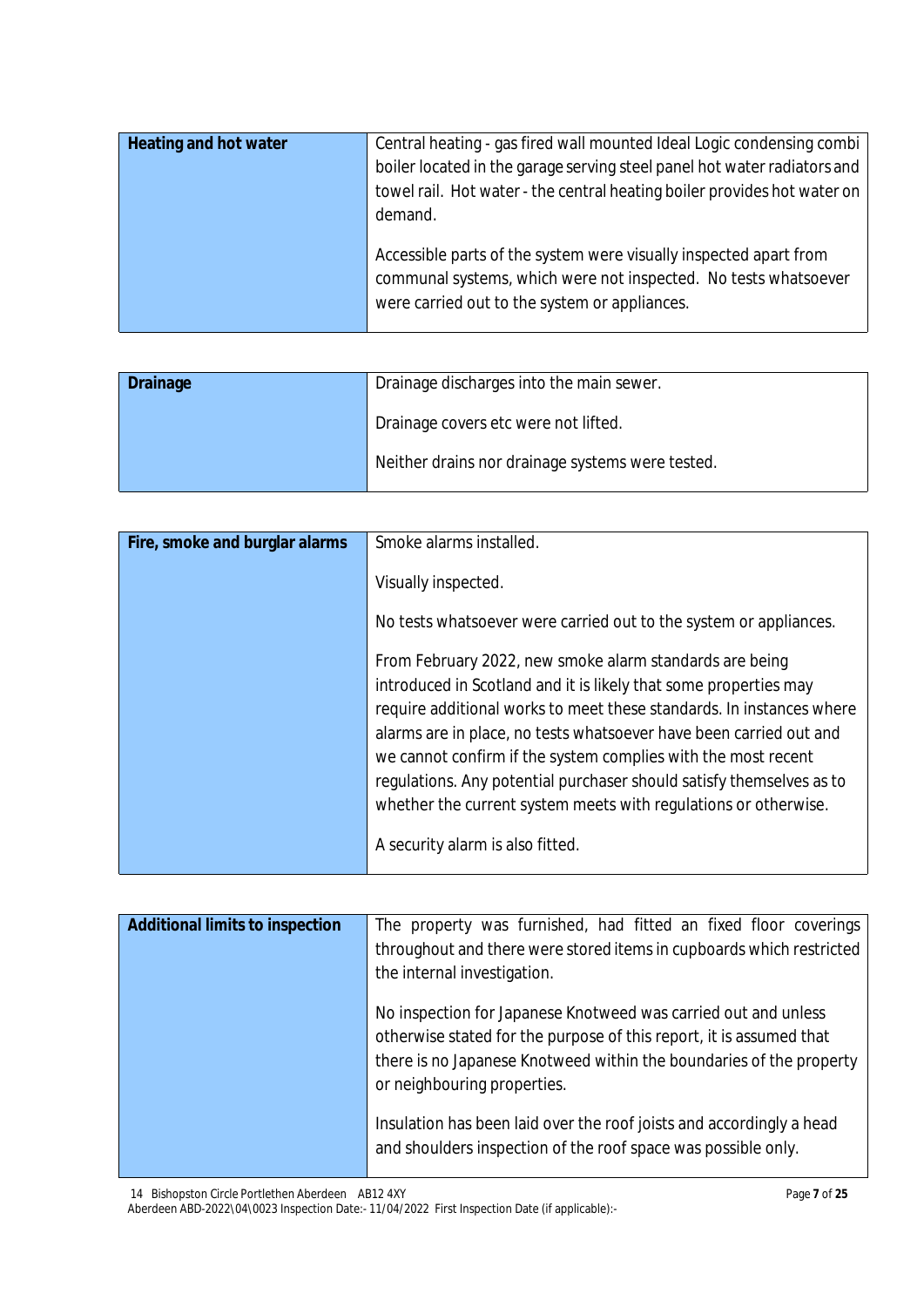| Heading | Details |
|---|---|
| **Heating and hot water** | Central heating - gas fired wall mounted Ideal Logic condensing combi boiler located in the garage serving steel panel hot water radiators and towel rail. Hot water - the central heating boiler provides hot water on demand.<br><br>Accessible parts of the system were visually inspected apart from communal systems, which were not inspected. No tests whatsoever were carried out to the system or appliances. |

| Heading | Details |
|---|---|
| **Drainage** | Drainage discharges into the main sewer.<br><br>Drainage covers etc were not lifted.<br><br>Neither drains nor drainage systems were tested. |

| Heading | Details |
|---|---|
| **Fire, smoke and burglar alarms** | Smoke alarms installed.<br><br>Visually inspected.<br><br>No tests whatsoever were carried out to the system or appliances.<br><br>From February 2022, new smoke alarm standards are being introduced in Scotland and it is likely that some properties may require additional works to meet these standards. In instances where alarms are in place, no tests whatsoever have been carried out and we cannot confirm if the system complies with the most recent regulations. Any potential purchaser should satisfy themselves as to whether the current system meets with regulations or otherwise.<br><br>A security alarm is also fitted. |

| Heading | Details |
|---|---|
| **Additional limits to inspection** | The property was furnished, had fitted an fixed floor coverings throughout and there were stored items in cupboards which restricted the internal investigation.<br><br>No inspection for Japanese Knotweed was carried out and unless otherwise stated for the purpose of this report, it is assumed that there is no Japanese Knotweed within the boundaries of the property or neighbouring properties.<br><br>Insulation has been laid over the roof joists and accordingly a head and shoulders inspection of the roof space was possible only. |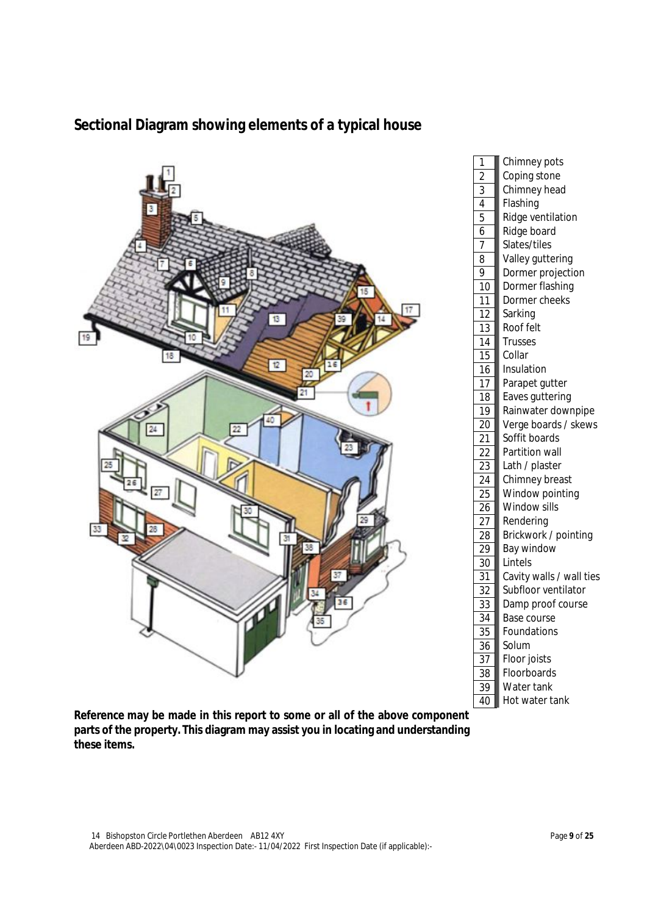## Sectional Diagram showing elements of a typical house

| | |
|---|---|
| 1 | Chimney pots |
| 2 | Coping stone |
| 3 | Chimney head |
| 4 | Flashing |
| 5 | Ridge ventilation |
| 6 | Ridge board |
| 7 | Slates/tiles |
| 8 | Valley guttering |
| 9 | Dormer projection |
| 10 | Dormer flashing |
| 11 | Dormer cheeks |
| 12 | Sarking |
| 13 | Roof felt |
| 14 | Trusses |
| 15 | Collar |
| 16 | Insulation |
| 17 | Parapet gutter |
| 18 | Eaves guttering |
| 19 | Rainwater downpipe |
| 20 | Verge boards / skews |
| 21 | Soffit boards |
| 22 | Partition wall |
| 23 | Lath / plaster |
| 24 | Chimney breast |
| 25 | Window pointing |
| 26 | Window sills |
| 27 | Rendering |
| 28 | Brickwork / pointing |
| 29 | Bay window |
| 30 | Lintels |
| 31 | Cavity walls / wall ties |
| 32 | Subfloor ventilator |
| 33 | Damp proof course |
| 34 | Base course |
| 35 | Foundations |
| 36 | Solum |
| 37 | Floor joists |
| 38 | Floorboards |
| 39 | Water tank |
| 40 | Hot water tank |

**Reference may be made in this report to some or all of the above component parts of the property. This diagram may assist you in locating and understanding these items.**

14 Bishopston Circle Portlethen Aberdeen AB12 4XY
Aberdeen ABD-2022\04\0023 Inspection Date:- 11/04/2022 First Inspection Date (if applicable):-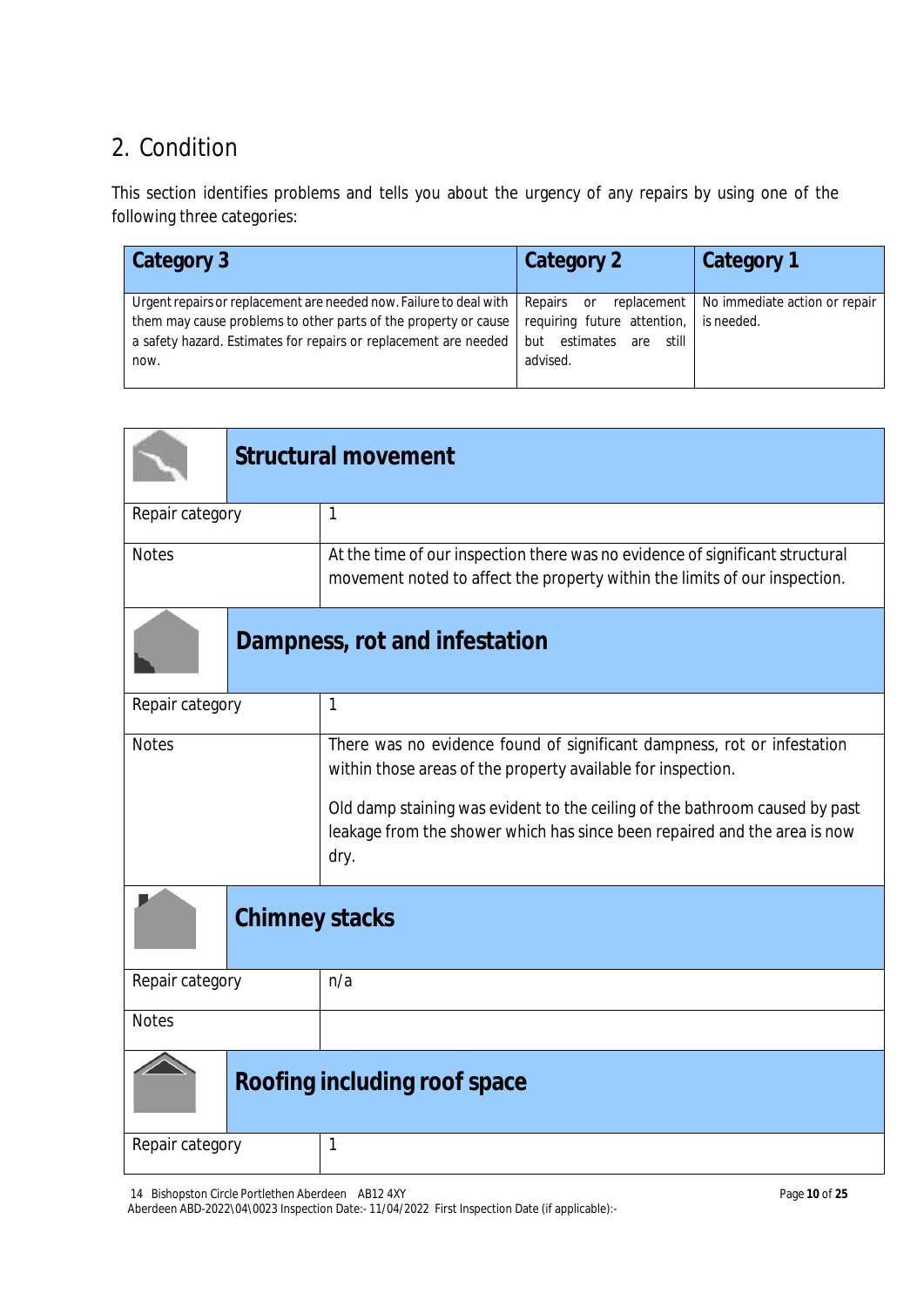## 2. Condition

This section identifies problems and tells you about the urgency of any repairs by using one of the following three categories:

| Category 3 | Category 2 | Category 1 |
|---|---|---|
| Urgent repairs or replacement are needed now. Failure to deal with them may cause problems to other parts of the property or cause a safety hazard. Estimates for repairs or replacement are needed now. | Repairs or replacement requiring future attention, but estimates are still advised. | No immediate action or repair is needed. |

### Structural movement

| | |
|---|---|
| Repair category | 1 |
| Notes | At the time of our inspection there was no evidence of significant structural movement noted to affect the property within the limits of our inspection. |

### Dampness, rot and infestation

| | |
|---|---|
| Repair category | 1 |
| Notes | There was no evidence found of significant dampness, rot or infestation within those areas of the property available for inspection.<br><br>Old damp staining was evident to the ceiling of the bathroom caused by past leakage from the shower which has since been repaired and the area is now dry. |

### Chimney stacks

| | |
|---|---|
| Repair category | n/a |
| Notes | |

### Roofing including roof space

| | |
|---|---|
| Repair category | 1 |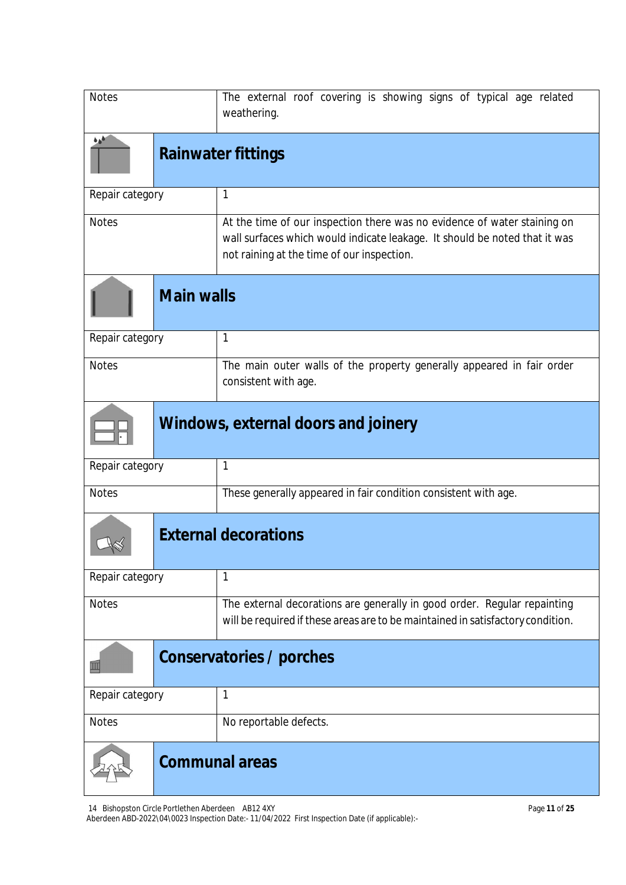| Notes | The external roof covering is showing signs of typical age related weathering. |
|---|---|

## Rainwater fittings

| Repair category | 1 |
|---|---|
| Notes | At the time of our inspection there was no evidence of water staining on wall surfaces which would indicate leakage. It should be noted that it was not raining at the time of our inspection. |

## Main walls

| Repair category | 1 |
|---|---|
| Notes | The main outer walls of the property generally appeared in fair order consistent with age. |

## Windows, external doors and joinery

| Repair category | 1 |
|---|---|
| Notes | These generally appeared in fair condition consistent with age. |

## External decorations

| Repair category | 1 |
|---|---|
| Notes | The external decorations are generally in good order. Regular repainting will be required if these areas are to be maintained in satisfactory condition. |

## Conservatories / porches

| Repair category | 1 |
|---|---|
| Notes | No reportable defects. |

## Communal areas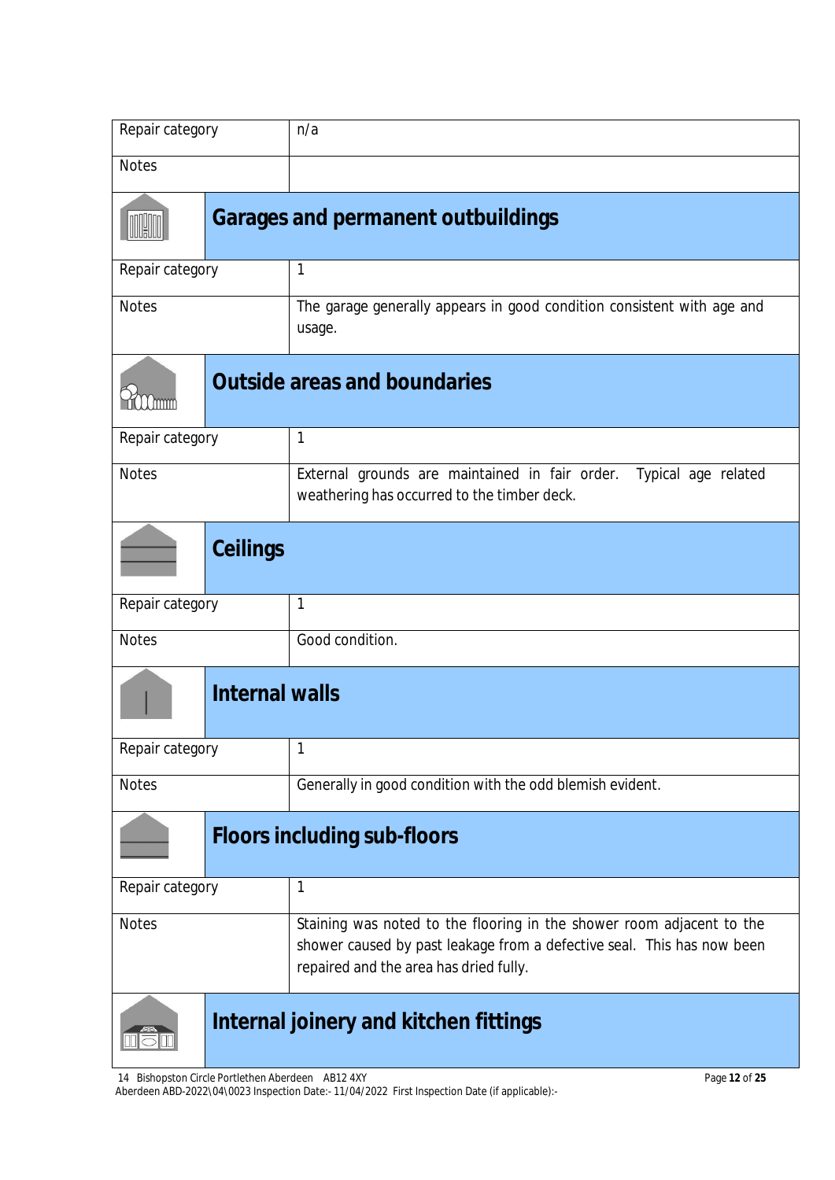| Repair category | n/a |
|---|---|
| Notes | |

## Garages and permanent outbuildings

| Repair category | 1 |
|---|---|
| Notes | The garage generally appears in good condition consistent with age and usage. |

## Outside areas and boundaries

| Repair category | 1 |
|---|---|
| Notes | External grounds are maintained in fair order. Typical age related weathering has occurred to the timber deck. |

## Ceilings

| Repair category | 1 |
|---|---|
| Notes | Good condition. |

## Internal walls

| Repair category | 1 |
|---|---|
| Notes | Generally in good condition with the odd blemish evident. |

## Floors including sub-floors

| Repair category | 1 |
|---|---|
| Notes | Staining was noted to the flooring in the shower room adjacent to the shower caused by past leakage from a defective seal. This has now been repaired and the area has dried fully. |

## Internal joinery and kitchen fittings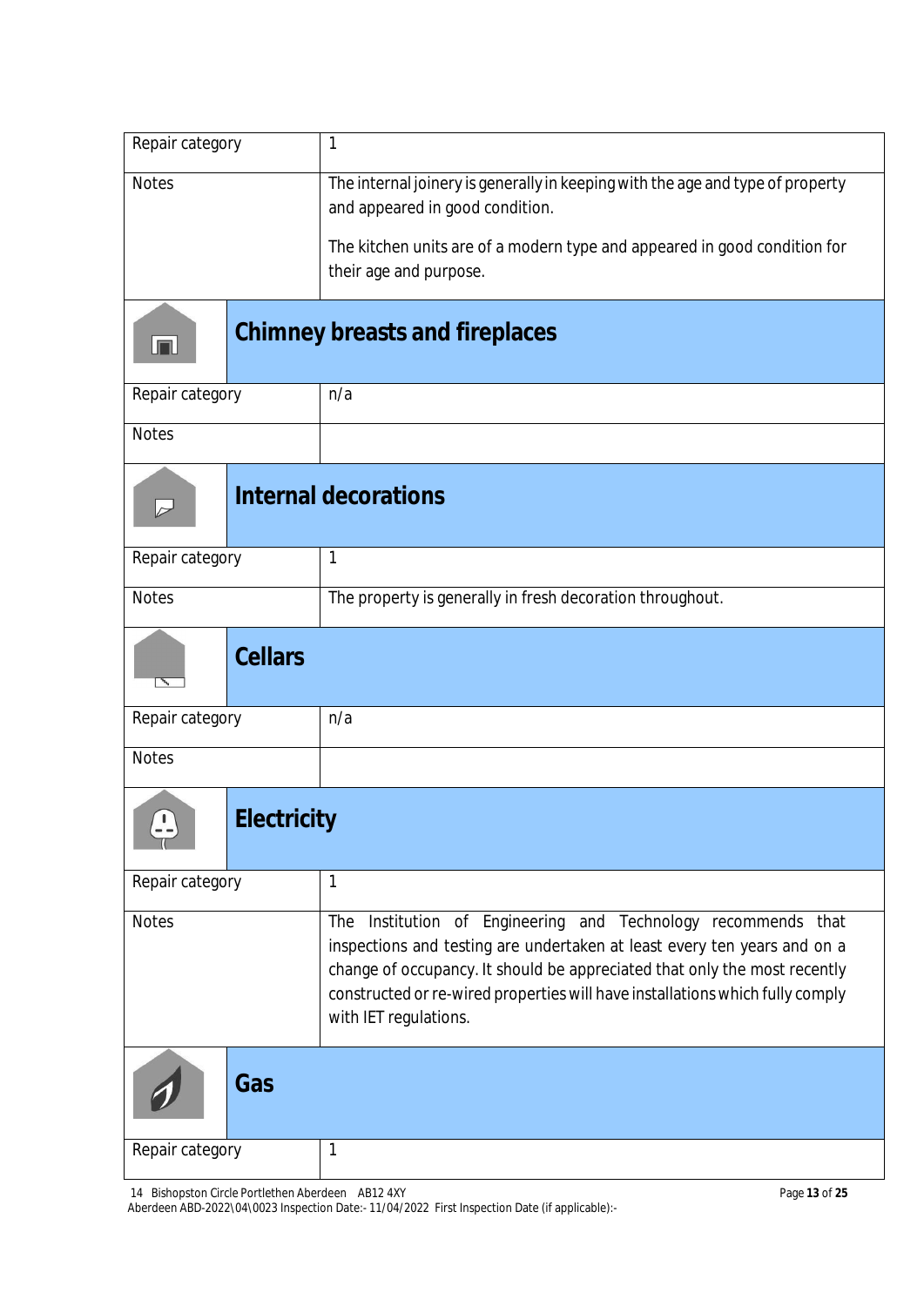| | |
|---|---|
| Repair category | 1 |
| Notes | The internal joinery is generally in keeping with the age and type of property and appeared in good condition.<br><br>The kitchen units are of a modern type and appeared in good condition for their age and purpose. |

## Chimney breasts and fireplaces

| | |
|---|---|
| Repair category | n/a |
| Notes | |

## Internal decorations

| | |
|---|---|
| Repair category | 1 |
| Notes | The property is generally in fresh decoration throughout. |

## Cellars

| | |
|---|---|
| Repair category | n/a |
| Notes | |

## Electricity

| | |
|---|---|
| Repair category | 1 |
| Notes | The Institution of Engineering and Technology recommends that inspections and testing are undertaken at least every ten years and on a change of occupancy. It should be appreciated that only the most recently constructed or re-wired properties will have installations which fully comply with IET regulations. |

## Gas

| | |
|---|---|
| Repair category | 1 |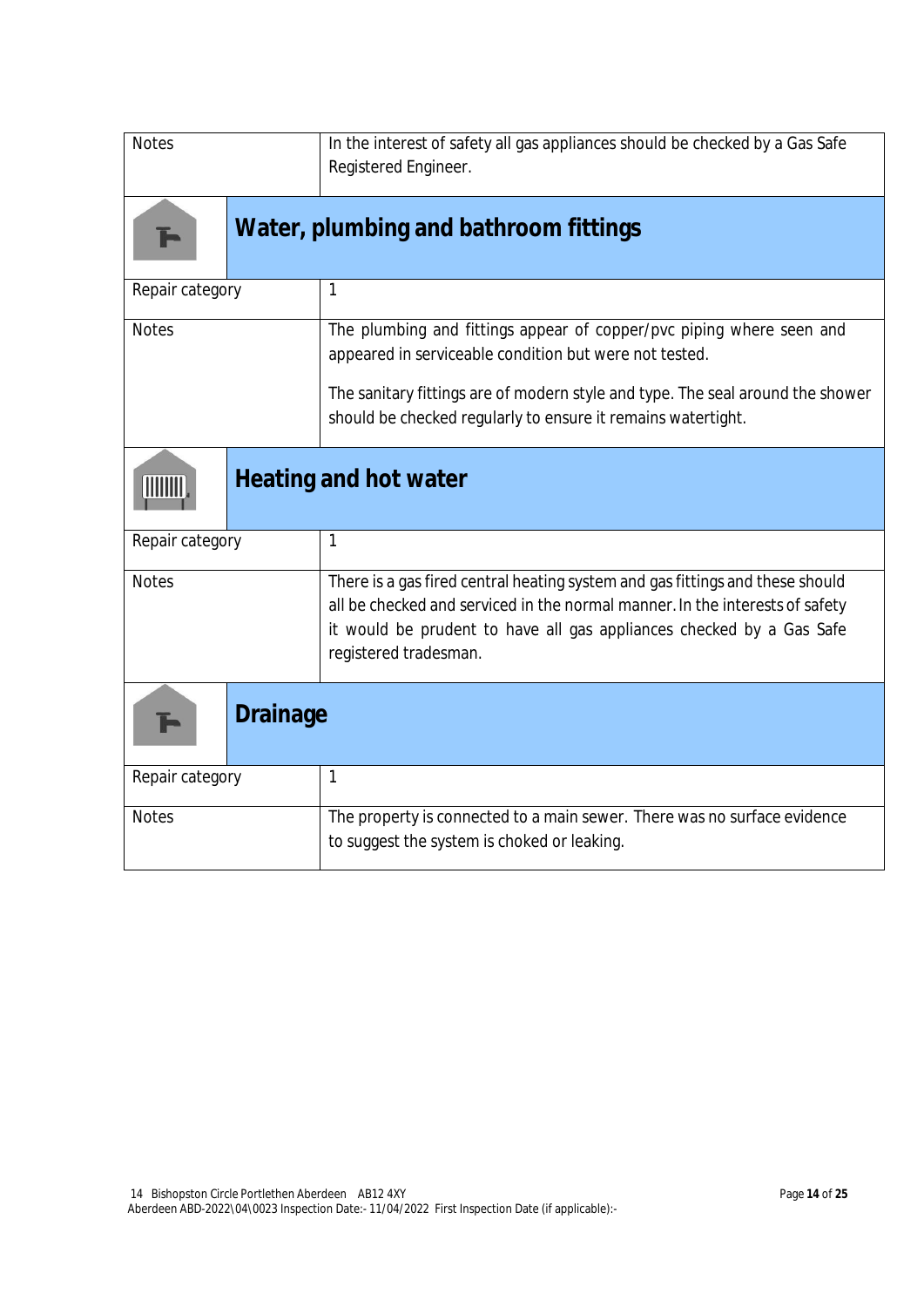| Notes | In the interest of safety all gas appliances should be checked by a Gas Safe Registered Engineer. |
|---|---|

## Water, plumbing and bathroom fittings

| Repair category | 1 |
|---|---|
| Notes | The plumbing and fittings appear of copper/pvc piping where seen and appeared in serviceable condition but were not tested.<br><br>The sanitary fittings are of modern style and type. The seal around the shower should be checked regularly to ensure it remains watertight. |

## Heating and hot water

| Repair category | 1 |
|---|---|
| Notes | There is a gas fired central heating system and gas fittings and these should all be checked and serviced in the normal manner. In the interests of safety it would be prudent to have all gas appliances checked by a Gas Safe registered tradesman. |

## Drainage

| Repair category | 1 |
|---|---|
| Notes | The property is connected to a main sewer. There was no surface evidence to suggest the system is choked or leaking. |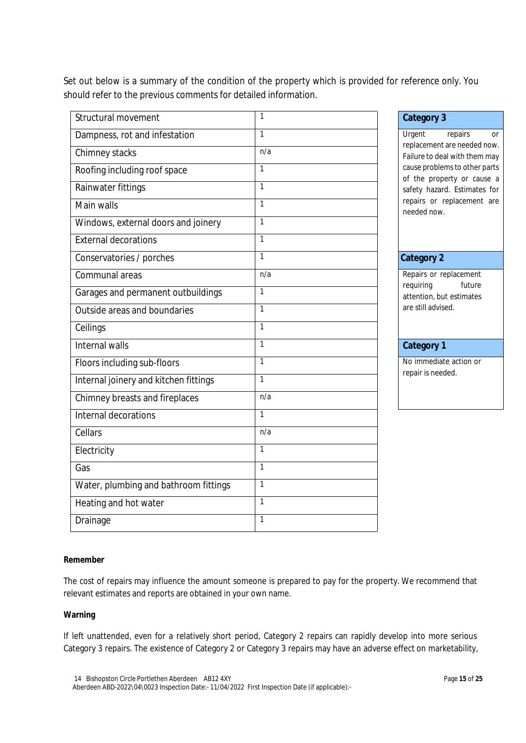Set out below is a summary of the condition of the property which is provided for reference only. You should refer to the previous comments for detailed information.

| | |
|---|---|
| Structural movement | 1 |
| Dampness, rot and infestation | 1 |
| Chimney stacks | n/a |
| Roofing including roof space | 1 |
| Rainwater fittings | 1 |
| Main walls | 1 |
| Windows, external doors and joinery | 1 |
| External decorations | 1 |
| Conservatories / porches | 1 |
| Communal areas | n/a |
| Garages and permanent outbuildings | 1 |
| Outside areas and boundaries | 1 |
| Ceilings | 1 |
| Internal walls | 1 |
| Floors including sub-floors | 1 |
| Internal joinery and kitchen fittings | 1 |
| Chimney breasts and fireplaces | n/a |
| Internal decorations | 1 |
| Cellars | n/a |
| Electricity | 1 |
| Gas | 1 |
| Water, plumbing and bathroom fittings | 1 |
| Heating and hot water | 1 |
| Drainage | 1 |

| Category 3 |
|---|
| Urgent repairs or replacement are needed now. Failure to deal with them may cause problems to other parts of the property or cause a safety hazard. Estimates for repairs or replacement are needed now. |
| **Category 2** |
| Repairs or replacement requiring future attention, but estimates are still advised. |
| **Category 1** |
| No immediate action or repair is needed. |

**Remember**

The cost of repairs may influence the amount someone is prepared to pay for the property. We recommend that relevant estimates and reports are obtained in your own name.

**Warning**

If left unattended, even for a relatively short period, Category 2 repairs can rapidly develop into more serious Category 3 repairs. The existence of Category 2 or Category 3 repairs may have an adverse effect on marketability,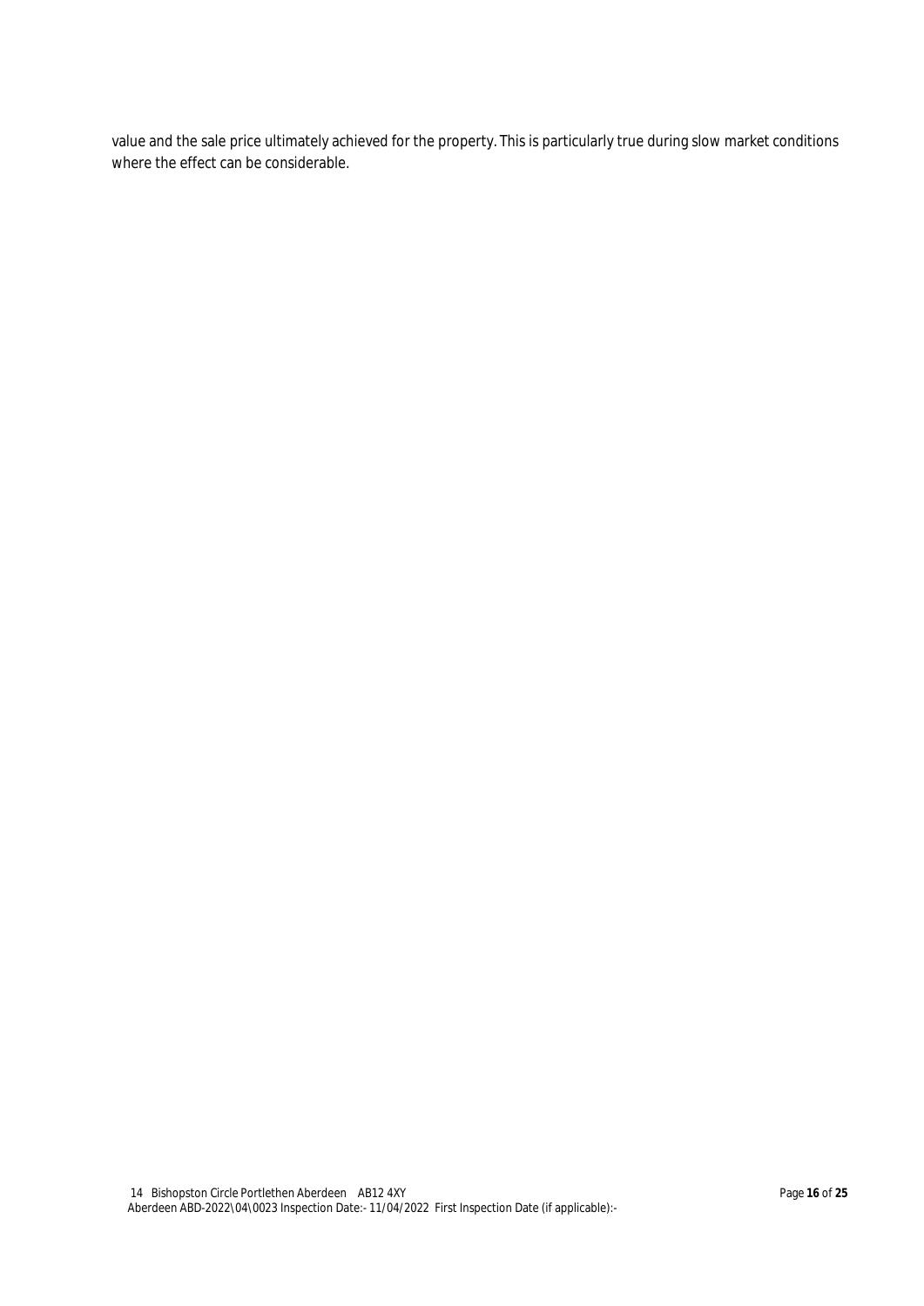value and the sale price ultimately achieved for the property. This is particularly true during slow market conditions where the effect can be considerable.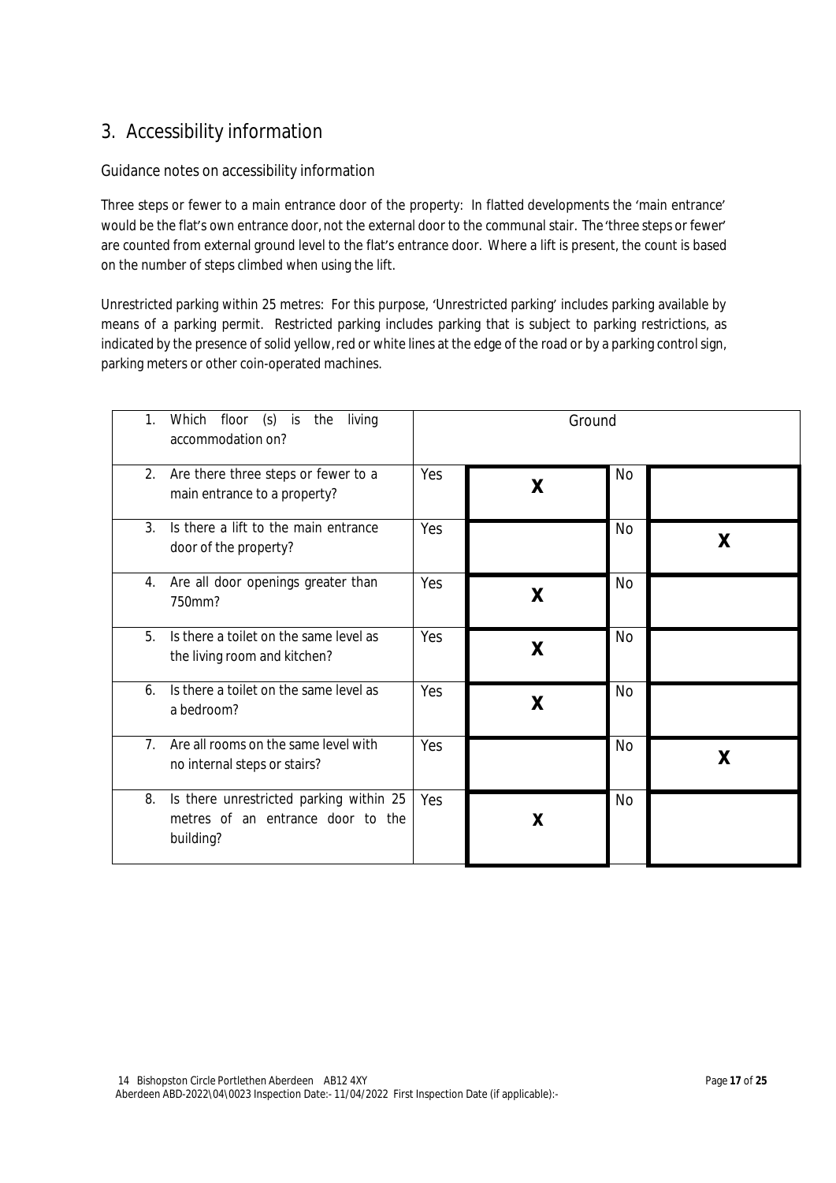## 3. Accessibility information

### Guidance notes on accessibility information

Three steps or fewer to a main entrance door of the property: In flatted developments the 'main entrance' would be the flat's own entrance door, not the external door to the communal stair. The 'three steps or fewer' are counted from external ground level to the flat's entrance door. Where a lift is present, the count is based on the number of steps climbed when using the lift.

Unrestricted parking within 25 metres: For this purpose, 'Unrestricted parking' includes parking available by means of a parking permit. Restricted parking includes parking that is subject to parking restrictions, as indicated by the presence of solid yellow, red or white lines at the edge of the road or by a parking control sign, parking meters or other coin-operated machines.

| Question | | | | |
|---|---|---|---|---|
| 1. Which floor (s) is the living accommodation on? | Ground | | | |
| 2. Are there three steps or fewer to a main entrance to a property? | Yes | X | No | |
| 3. Is there a lift to the main entrance door of the property? | Yes | | No | X |
| 4. Are all door openings greater than 750mm? | Yes | X | No | |
| 5. Is there a toilet on the same level as the living room and kitchen? | Yes | X | No | |
| 6. Is there a toilet on the same level as a bedroom? | Yes | X | No | |
| 7. Are all rooms on the same level with no internal steps or stairs? | Yes | | No | X |
| 8. Is there unrestricted parking within 25 metres of an entrance door to the building? | Yes | X | No | |

14 Bishopston Circle Portlethen Aberdeen AB12 4XY
Aberdeen ABD-2022\04\0023 Inspection Date:- 11/04/2022 First Inspection Date (if applicable):-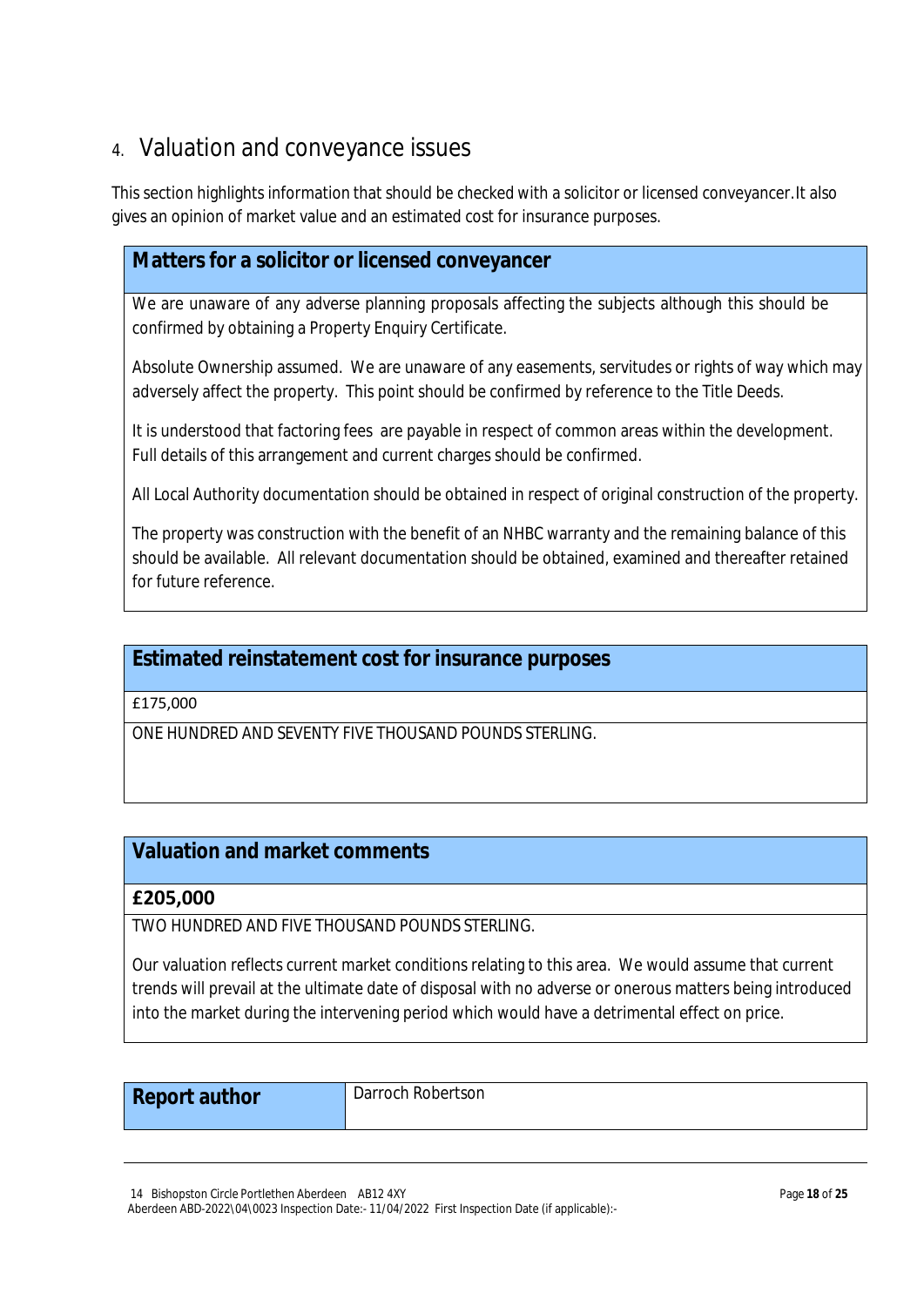## 4. Valuation and conveyance issues

This section highlights information that should be checked with a solicitor or licensed conveyancer.It also gives an opinion of market value and an estimated cost for insurance purposes.

### Matters for a solicitor or licensed conveyancer

We are unaware of any adverse planning proposals affecting the subjects although this should be confirmed by obtaining a Property Enquiry Certificate.

Absolute Ownership assumed. We are unaware of any easements, servitudes or rights of way which may adversely affect the property. This point should be confirmed by reference to the Title Deeds.

It is understood that factoring fees are payable in respect of common areas within the development. Full details of this arrangement and current charges should be confirmed.

All Local Authority documentation should be obtained in respect of original construction of the property.

The property was construction with the benefit of an NHBC warranty and the remaining balance of this should be available. All relevant documentation should be obtained, examined and thereafter retained for future reference.

### Estimated reinstatement cost for insurance purposes

£175,000

ONE HUNDRED AND SEVENTY FIVE THOUSAND POUNDS STERLING.

### Valuation and market comments

**£205,000**

TWO HUNDRED AND FIVE THOUSAND POUNDS STERLING.

Our valuation reflects current market conditions relating to this area. We would assume that current trends will prevail at the ultimate date of disposal with no adverse or onerous matters being introduced into the market during the intervening period which would have a detrimental effect on price.

| **Report author** | Darroch Robertson |
|---|---|

14 Bishopston Circle Portlethen Aberdeen AB12 4XY
Aberdeen ABD-2022\04\0023 Inspection Date:- 11/04/2022 First Inspection Date (if applicable):-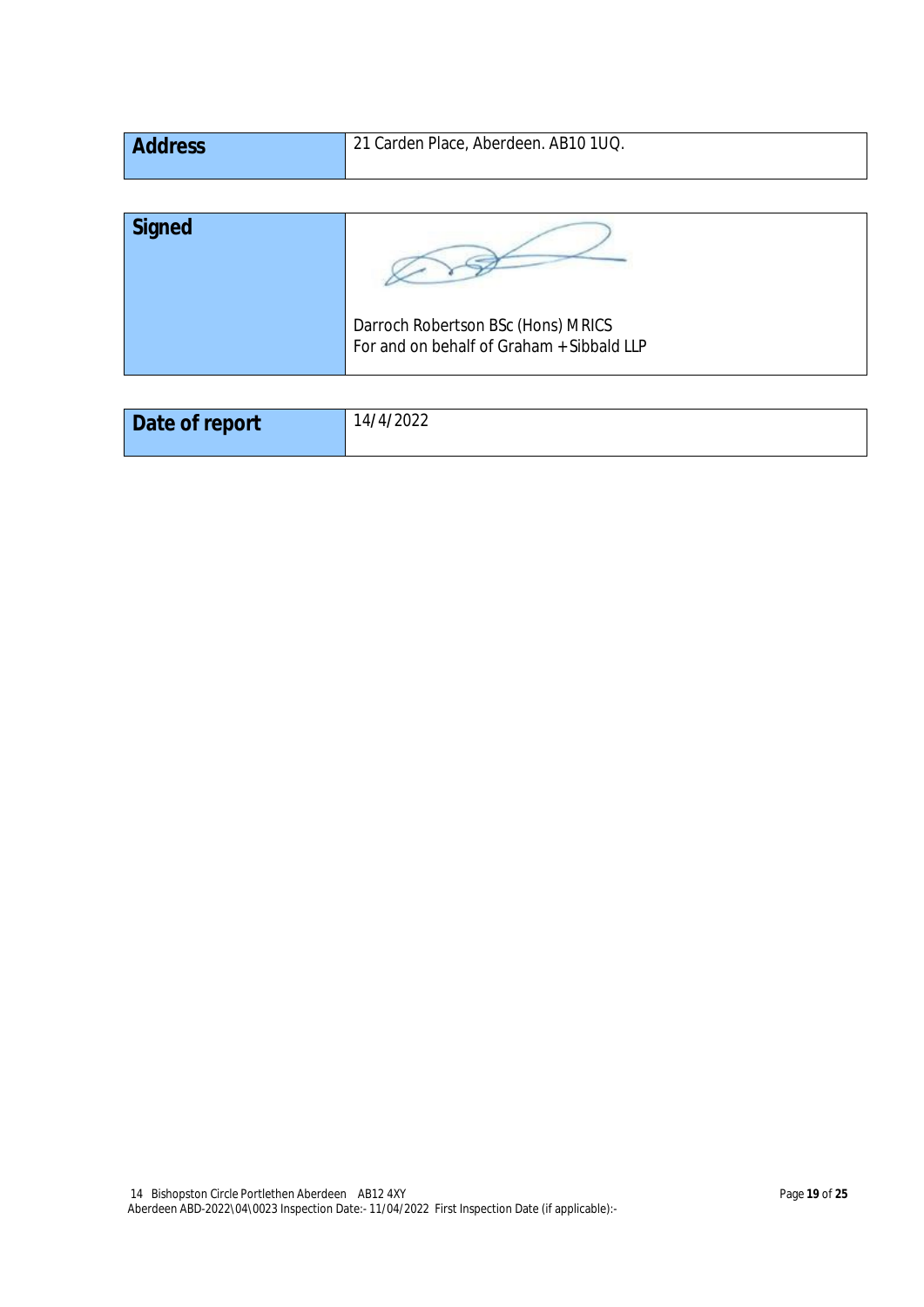| Address | 21 Carden Place, Aberdeen. AB10 1UQ. |
| --- | --- |

| Signed | Darroch Robertson BSc (Hons) MRICS<br>For and on behalf of Graham + Sibbald LLP |
| --- | --- |

| Date of report | 14/4/2022 |
| --- | --- |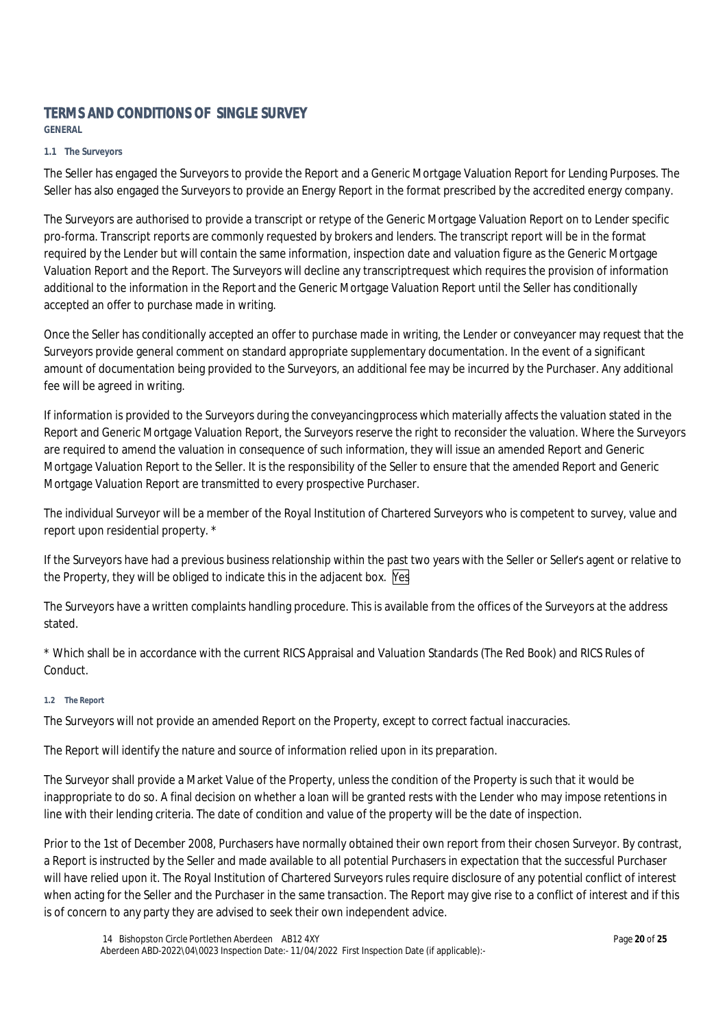# TERMS AND CONDITIONS OF SINGLE SURVEY

**GENERAL**

#### 1.1 The Surveyors

The Seller has engaged the Surveyors to provide the Report and a Generic Mortgage Valuation Report for Lending Purposes. The Seller has also engaged the Surveyors to provide an Energy Report in the format prescribed by the accredited energy company.

The Surveyors are authorised to provide a transcript or retype of the Generic Mortgage Valuation Report on to Lender specific pro-forma. Transcript reports are commonly requested by brokers and lenders. The transcript report will be in the format required by the Lender but will contain the same information, inspection date and valuation figure as the Generic Mortgage Valuation Report and the Report. The Surveyors will decline any transcriptrequest which requires the provision of information additional to the information in the Report and the Generic Mortgage Valuation Report until the Seller has conditionally accepted an offer to purchase made in writing.

Once the Seller has conditionally accepted an offer to purchase made in writing, the Lender or conveyancer may request that the Surveyors provide general comment on standard appropriate supplementary documentation. In the event of a significant amount of documentation being provided to the Surveyors, an additional fee may be incurred by the Purchaser. Any additional fee will be agreed in writing.

If information is provided to the Surveyors during the conveyancingprocess which materially affects the valuation stated in the Report and Generic Mortgage Valuation Report, the Surveyors reserve the right to reconsider the valuation. Where the Surveyors are required to amend the valuation in consequence of such information, they will issue an amended Report and Generic Mortgage Valuation Report to the Seller. It is the responsibility of the Seller to ensure that the amended Report and Generic Mortgage Valuation Report are transmitted to every prospective Purchaser.

The individual Surveyor will be a member of the Royal Institution of Chartered Surveyors who is competent to survey, value and report upon residential property. *

If the Surveyors have had a previous business relationship within the past two years with the Seller or Seller's agent or relative to the Property, they will be obliged to indicate this in the adjacent box. Yes

The Surveyors have a written complaints handling procedure. This is available from the offices of the Surveyors at the address stated.

* Which shall be in accordance with the current RICS Appraisal and Valuation Standards (The Red Book) and RICS Rules of Conduct.

#### 1.2 The Report

The Surveyors will not provide an amended Report on the Property, except to correct factual inaccuracies.

The Report will identify the nature and source of information relied upon in its preparation.

The Surveyor shall provide a Market Value of the Property, unless the condition of the Property is such that it would be inappropriate to do so. A final decision on whether a loan will be granted rests with the Lender who may impose retentions in line with their lending criteria. The date of condition and value of the property will be the date of inspection.

Prior to the 1st of December 2008, Purchasers have normally obtained their own report from their chosen Surveyor. By contrast, a Report is instructed by the Seller and made available to all potential Purchasers in expectation that the successful Purchaser will have relied upon it. The Royal Institution of Chartered Surveyors rules require disclosure of any potential conflict of interest when acting for the Seller and the Purchaser in the same transaction. The Report may give rise to a conflict of interest and if this is of concern to any party they are advised to seek their own independent advice.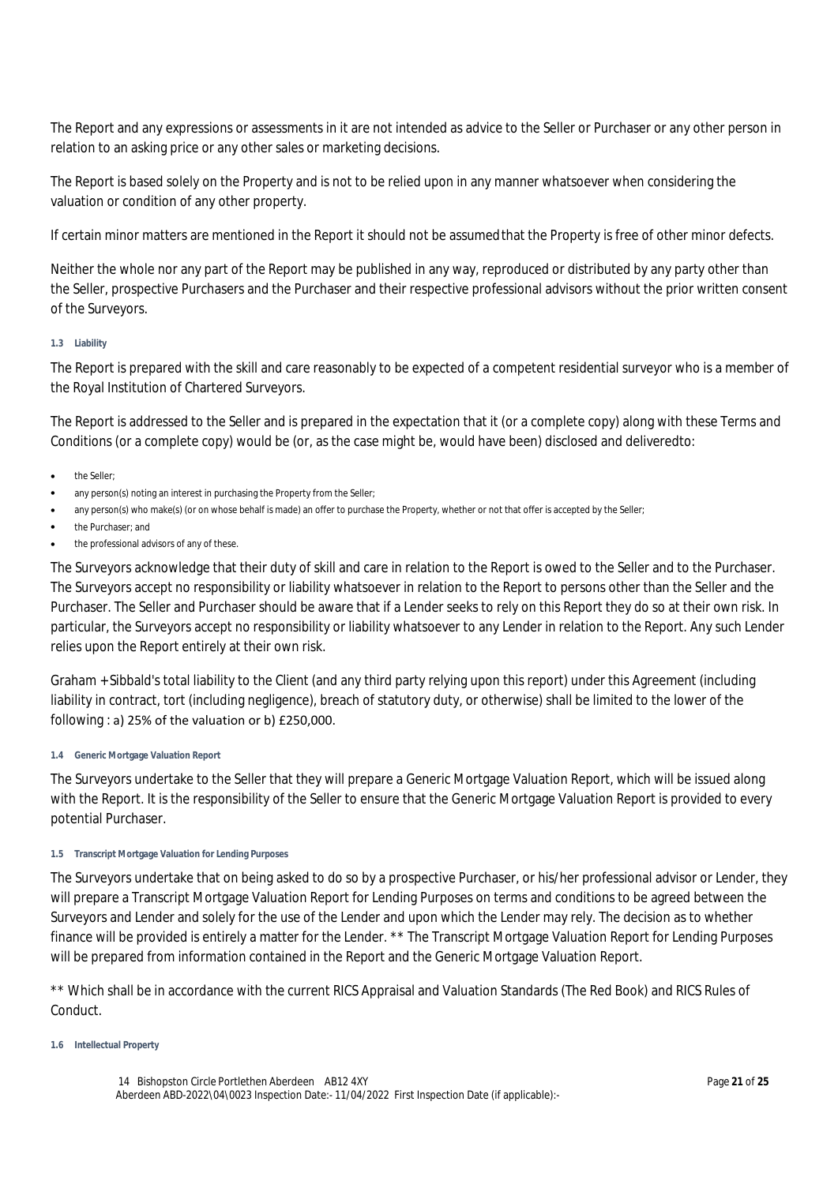The Report and any expressions or assessments in it are not intended as advice to the Seller or Purchaser or any other person in relation to an asking price or any other sales or marketing decisions.

The Report is based solely on the Property and is not to be relied upon in any manner whatsoever when considering the valuation or condition of any other property.

If certain minor matters are mentioned in the Report it should not be assumed that the Property is free of other minor defects.

Neither the whole nor any part of the Report may be published in any way, reproduced or distributed by any party other than the Seller, prospective Purchasers and the Purchaser and their respective professional advisors without the prior written consent of the Surveyors.

#### 1.3 Liability

The Report is prepared with the skill and care reasonably to be expected of a competent residential surveyor who is a member of the Royal Institution of Chartered Surveyors.

The Report is addressed to the Seller and is prepared in the expectation that it (or a complete copy) along with these Terms and Conditions (or a complete copy) would be (or, as the case might be, would have been) disclosed and deliveredto:

- the Seller;
- any person(s) noting an interest in purchasing the Property from the Seller;
- any person(s) who make(s) (or on whose behalf is made) an offer to purchase the Property, whether or not that offer is accepted by the Seller;
- the Purchaser; and
- the professional advisors of any of these.

The Surveyors acknowledge that their duty of skill and care in relation to the Report is owed to the Seller and to the Purchaser. The Surveyors accept no responsibility or liability whatsoever in relation to the Report to persons other than the Seller and the Purchaser. The Seller and Purchaser should be aware that if a Lender seeks to rely on this Report they do so at their own risk. In particular, the Surveyors accept no responsibility or liability whatsoever to any Lender in relation to the Report. Any such Lender relies upon the Report entirely at their own risk.

Graham + Sibbald's total liability to the Client (and any third party relying upon this report) under this Agreement (including liability in contract, tort (including negligence), breach of statutory duty, or otherwise) shall be limited to the lower of the following : a) 25% of the valuation or b) £250,000.

#### 1.4 Generic Mortgage Valuation Report

The Surveyors undertake to the Seller that they will prepare a Generic Mortgage Valuation Report, which will be issued along with the Report. It is the responsibility of the Seller to ensure that the Generic Mortgage Valuation Report is provided to every potential Purchaser.

#### 1.5 Transcript Mortgage Valuation for Lending Purposes

The Surveyors undertake that on being asked to do so by a prospective Purchaser, or his/her professional advisor or Lender, they will prepare a Transcript Mortgage Valuation Report for Lending Purposes on terms and conditions to be agreed between the Surveyors and Lender and solely for the use of the Lender and upon which the Lender may rely. The decision as to whether finance will be provided is entirely a matter for the Lender. ** The Transcript Mortgage Valuation Report for Lending Purposes will be prepared from information contained in the Report and the Generic Mortgage Valuation Report.

** Which shall be in accordance with the current RICS Appraisal and Valuation Standards (The Red Book) and RICS Rules of Conduct.

#### 1.6 Intellectual Property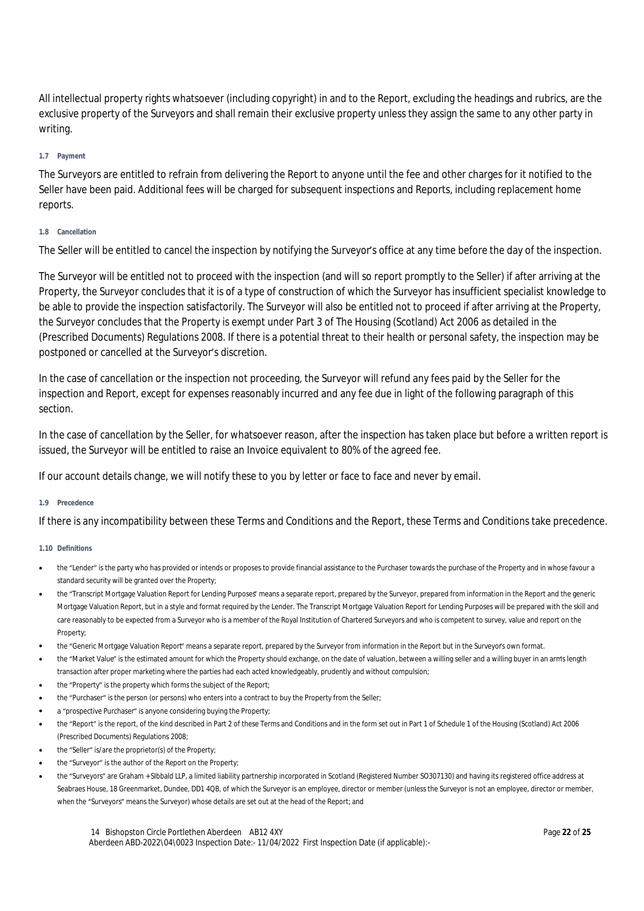All intellectual property rights whatsoever (including copyright) in and to the Report, excluding the headings and rubrics, are the exclusive property of the Surveyors and shall remain their exclusive property unless they assign the same to any other party in writing.

#### 1.7 Payment

The Surveyors are entitled to refrain from delivering the Report to anyone until the fee and other charges for it notified to the Seller have been paid. Additional fees will be charged for subsequent inspections and Reports, including replacement home reports.

#### 1.8 Cancellation

The Seller will be entitled to cancel the inspection by notifying the Surveyor's office at any time before the day of the inspection.

The Surveyor will be entitled not to proceed with the inspection (and will so report promptly to the Seller) if after arriving at the Property, the Surveyor concludes that it is of a type of construction of which the Surveyor has insufficient specialist knowledge to be able to provide the inspection satisfactorily. The Surveyor will also be entitled not to proceed if after arriving at the Property, the Surveyor concludes that the Property is exempt under Part 3 of The Housing (Scotland) Act 2006 as detailed in the (Prescribed Documents) Regulations 2008. If there is a potential threat to their health or personal safety, the inspection may be postponed or cancelled at the Surveyor's discretion.

In the case of cancellation or the inspection not proceeding, the Surveyor will refund any fees paid by the Seller for the inspection and Report, except for expenses reasonably incurred and any fee due in light of the following paragraph of this section.

In the case of cancellation by the Seller, for whatsoever reason, after the inspection has taken place but before a written report is issued, the Surveyor will be entitled to raise an Invoice equivalent to 80% of the agreed fee.

If our account details change, we will notify these to you by letter or face to face and never by email.

#### 1.9 Precedence

If there is any incompatibility between these Terms and Conditions and the Report, these Terms and Conditions take precedence.

#### 1.10 Definitions

- the "Lender" is the party who has provided or intends or proposes to provide financial assistance to the Purchaser towards the purchase of the Property and in whose favour a standard security will be granted over the Property;
- the "Transcript Mortgage Valuation Report for Lending Purposes" means a separate report, prepared by the Surveyor, prepared from information in the Report and the generic Mortgage Valuation Report, but in a style and format required by the Lender. The Transcript Mortgage Valuation Report for Lending Purposes will be prepared with the skill and care reasonably to be expected from a Surveyor who is a member of the Royal Institution of Chartered Surveyors and who is competent to survey, value and report on the Property;
- the "Generic Mortgage Valuation Report" means a separate report, prepared by the Surveyor from information in the Report but in the Surveyor's own format.
- the "Market Value" is the estimated amount for which the Property should exchange, on the date of valuation, between a willing seller and a willing buyer in an arm's length transaction after proper marketing where the parties had each acted knowledgeably, prudently and without compulsion;
- the "Property" is the property which forms the subject of the Report;
- the "Purchaser" is the person (or persons) who enters into a contract to buy the Property from the Seller;
- a "prospective Purchaser" is anyone considering buying the Property;
- the "Report" is the report, of the kind described in Part 2 of these Terms and Conditions and in the form set out in Part 1 of Schedule 1 of the Housing (Scotland) Act 2006 (Prescribed Documents) Regulations 2008;
- the "Seller" is/are the proprietor(s) of the Property;
- the "Surveyor" is the author of the Report on the Property;
- the "Surveyors" are Graham + SIbbald LLP, a limited liability partnership incorporated in Scotland (Registered Number SO307130) and having its registered office address at Seabraes House, 18 Greenmarket, Dundee, DD1 4QB, of which the Surveyor is an employee, director or member (unless the Surveyor is not an employee, director or member, when the "Surveyors" means the Surveyor) whose details are set out at the head of the Report; and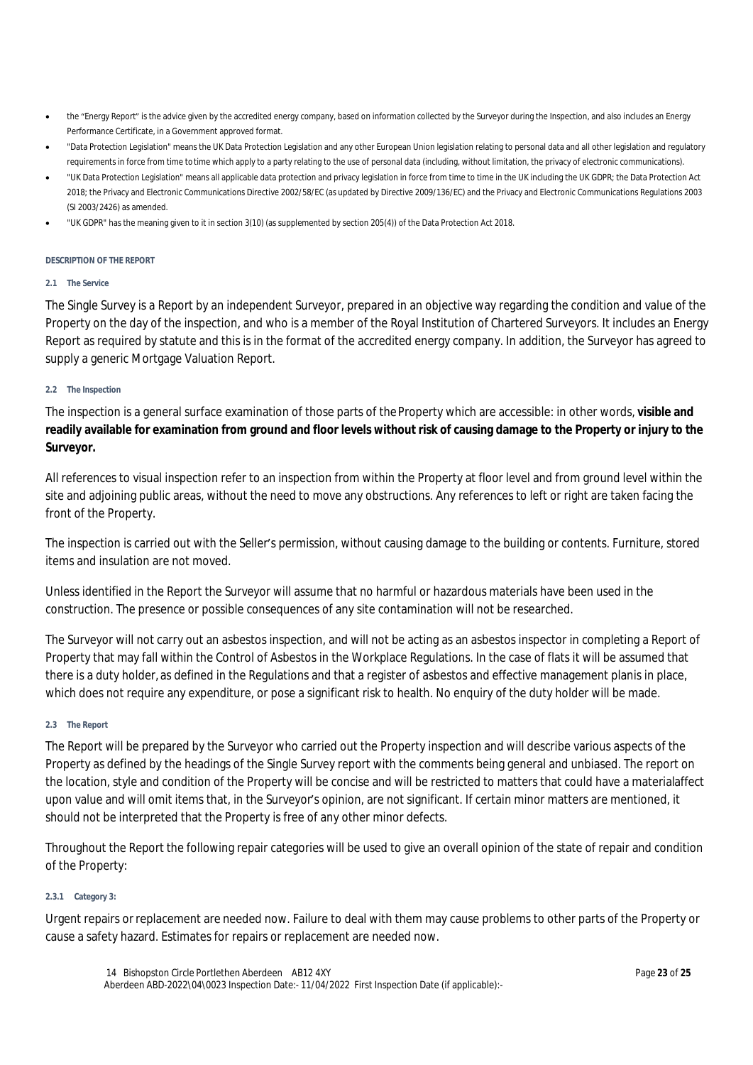- the "Energy Report" is the advice given by the accredited energy company, based on information collected by the Surveyor during the Inspection, and also includes an Energy Performance Certificate, in a Government approved format.
- "Data Protection Legislation" means the UK Data Protection Legislation and any other European Union legislation relating to personal data and all other legislation and regulatory requirements in force from time to time which apply to a party relating to the use of personal data (including, without limitation, the privacy of electronic communications).
- "UK Data Protection Legislation" means all applicable data protection and privacy legislation in force from time to time in the UK including the UK GDPR; the Data Protection Act 2018; the Privacy and Electronic Communications Directive 2002/58/EC (as updated by Directive 2009/136/EC) and the Privacy and Electronic Communications Regulations 2003 (SI 2003/2426) as amended.
- "UK GDPR" has the meaning given to it in section 3(10) (as supplemented by section 205(4)) of the Data Protection Act 2018.

#### DESCRIPTION OF THE REPORT

##### 2.1 The Service

The Single Survey is a Report by an independent Surveyor, prepared in an objective way regarding the condition and value of the Property on the day of the inspection, and who is a member of the Royal Institution of Chartered Surveyors. It includes an Energy Report as required by statute and this is in the format of the accredited energy company. In addition, the Surveyor has agreed to supply a generic Mortgage Valuation Report.

##### 2.2 The Inspection

The inspection is a general surface examination of those parts of the Property which are accessible: in other words, **visible and readily available for examination from ground and floor levels without risk of causing damage to the Property or injury to the Surveyor.**

All references to visual inspection refer to an inspection from within the Property at floor level and from ground level within the site and adjoining public areas, without the need to move any obstructions. Any references to left or right are taken facing the front of the Property.

The inspection is carried out with the Seller's permission, without causing damage to the building or contents. Furniture, stored items and insulation are not moved.

Unless identified in the Report the Surveyor will assume that no harmful or hazardous materials have been used in the construction. The presence or possible consequences of any site contamination will not be researched.

The Surveyor will not carry out an asbestos inspection, and will not be acting as an asbestos inspector in completing a Report of Property that may fall within the Control of Asbestos in the Workplace Regulations. In the case of flats it will be assumed that there is a duty holder, as defined in the Regulations and that a register of asbestos and effective management planis in place, which does not require any expenditure, or pose a significant risk to health. No enquiry of the duty holder will be made.

##### 2.3 The Report

The Report will be prepared by the Surveyor who carried out the Property inspection and will describe various aspects of the Property as defined by the headings of the Single Survey report with the comments being general and unbiased. The report on the location, style and condition of the Property will be concise and will be restricted to matters that could have a materialaffect upon value and will omit items that, in the Surveyor's opinion, are not significant. If certain minor matters are mentioned, it should not be interpreted that the Property is free of any other minor defects.

Throughout the Report the following repair categories will be used to give an overall opinion of the state of repair and condition of the Property:

###### 2.3.1 Category 3:

Urgent repairs or replacement are needed now. Failure to deal with them may cause problems to other parts of the Property or cause a safety hazard. Estimates for repairs or replacement are needed now.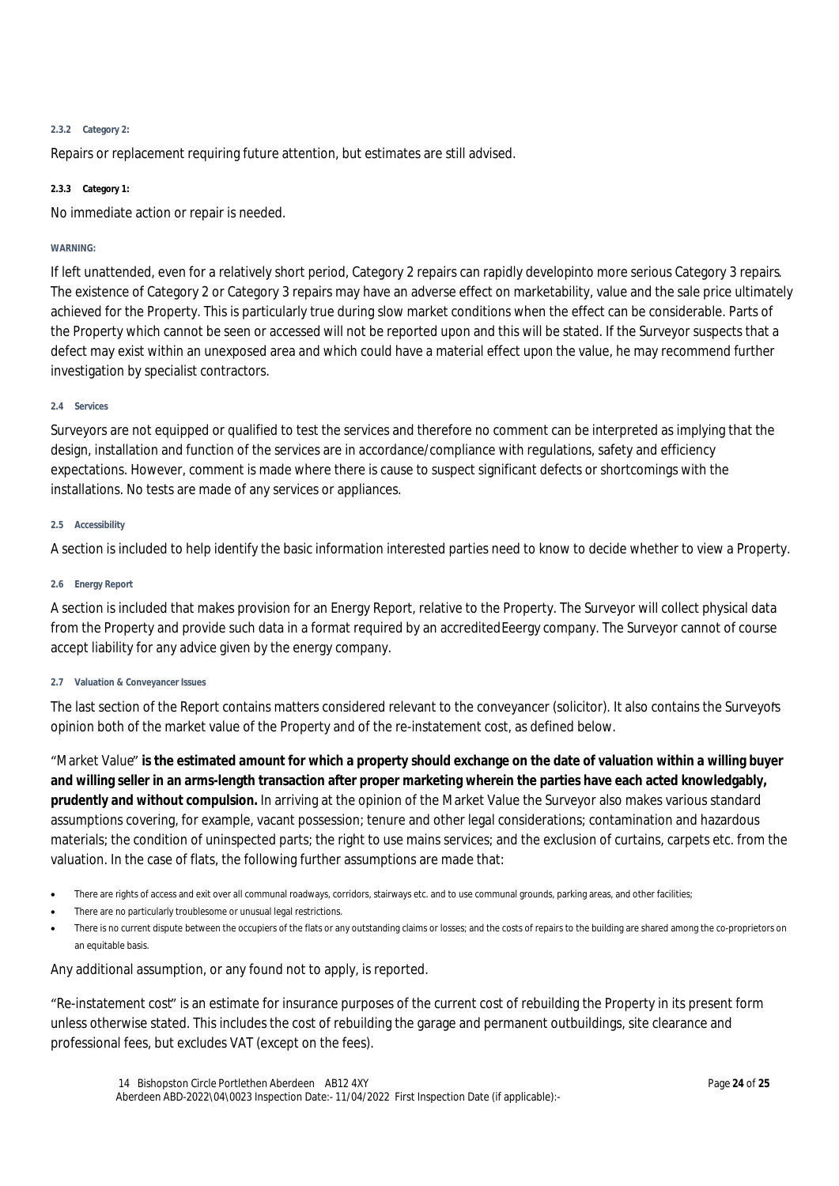#### 2.3.2 Category 2:

Repairs or replacement requiring future attention, but estimates are still advised.

#### 2.3.3 Category 1:

No immediate action or repair is needed.

**WARNING:**

If left unattended, even for a relatively short period, Category 2 repairs can rapidly developinto more serious Category 3 repairs. The existence of Category 2 or Category 3 repairs may have an adverse effect on marketability, value and the sale price ultimately achieved for the Property. This is particularly true during slow market conditions when the effect can be considerable. Parts of the Property which cannot be seen or accessed will not be reported upon and this will be stated. If the Surveyor suspects that a defect may exist within an unexposed area and which could have a material effect upon the value, he may recommend further investigation by specialist contractors.

#### 2.4 Services

Surveyors are not equipped or qualified to test the services and therefore no comment can be interpreted as implying that the design, installation and function of the services are in accordance/compliance with regulations, safety and efficiency expectations. However, comment is made where there is cause to suspect significant defects or shortcomings with the installations. No tests are made of any services or appliances.

#### 2.5 Accessibility

A section is included to help identify the basic information interested parties need to know to decide whether to view a Property.

#### 2.6 Energy Report

A section is included that makes provision for an Energy Report, relative to the Property. The Surveyor will collect physical data from the Property and provide such data in a format required by an accreditedEeergy company. The Surveyor cannot of course accept liability for any advice given by the energy company.

#### 2.7 Valuation & Conveyancer Issues

The last section of the Report contains matters considered relevant to the conveyancer (solicitor). It also contains the Surveyor's opinion both of the market value of the Property and of the re-instatement cost, as defined below.

"Market Value" **is the estimated amount for which a property should exchange on the date of valuation within a willing buyer and willing seller in an arms-length transaction after proper marketing wherein the parties have each acted knowledgably, prudently and without compulsion.** In arriving at the opinion of the Market Value the Surveyor also makes various standard assumptions covering, for example, vacant possession; tenure and other legal considerations; contamination and hazardous materials; the condition of uninspected parts; the right to use mains services; and the exclusion of curtains, carpets etc. from the valuation. In the case of flats, the following further assumptions are made that:

- There are rights of access and exit over all communal roadways, corridors, stairways etc. and to use communal grounds, parking areas, and other facilities;
- There are no particularly troublesome or unusual legal restrictions.
- There is no current dispute between the occupiers of the flats or any outstanding claims or losses; and the costs of repairs to the building are shared among the co-proprietors on an equitable basis.

Any additional assumption, or any found not to apply, is reported.

"Re-instatement cost" is an estimate for insurance purposes of the current cost of rebuilding the Property in its present form unless otherwise stated. This includes the cost of rebuilding the garage and permanent outbuildings, site clearance and professional fees, but excludes VAT (except on the fees).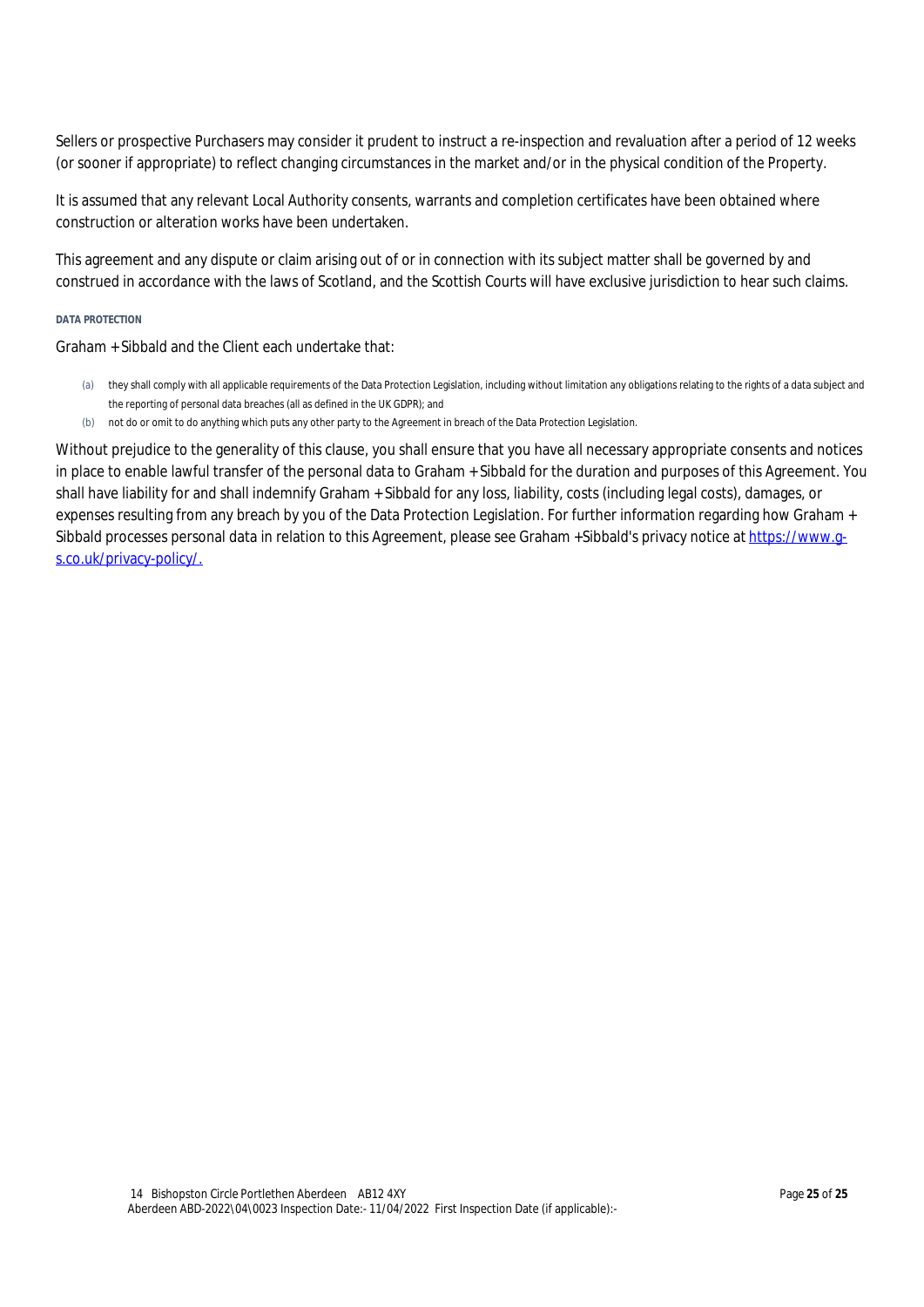Sellers or prospective Purchasers may consider it prudent to instruct a re-inspection and revaluation after a period of 12 weeks (or sooner if appropriate) to reflect changing circumstances in the market and/or in the physical condition of the Property.

It is assumed that any relevant Local Authority consents, warrants and completion certificates have been obtained where construction or alteration works have been undertaken.

This agreement and any dispute or claim arising out of or in connection with its subject matter shall be governed by and construed in accordance with the laws of Scotland, and the Scottish Courts will have exclusive jurisdiction to hear such claims.

#### DATA PROTECTION

Graham + Sibbald and the Client each undertake that:

(a) they shall comply with all applicable requirements of the Data Protection Legislation, including without limitation any obligations relating to the rights of a data subject and the reporting of personal data breaches (all as defined in the UK GDPR); and

(b) not do or omit to do anything which puts any other party to the Agreement in breach of the Data Protection Legislation.

Without prejudice to the generality of this clause, you shall ensure that you have all necessary appropriate consents and notices in place to enable lawful transfer of the personal data to Graham + Sibbald for the duration and purposes of this Agreement. You shall have liability for and shall indemnify Graham + Sibbald for any loss, liability, costs (including legal costs), damages, or expenses resulting from any breach by you of the Data Protection Legislation. For further information regarding how Graham + Sibbald processes personal data in relation to this Agreement, please see Graham +Sibbald's privacy notice at https://www.g-s.co.uk/privacy-policy/.